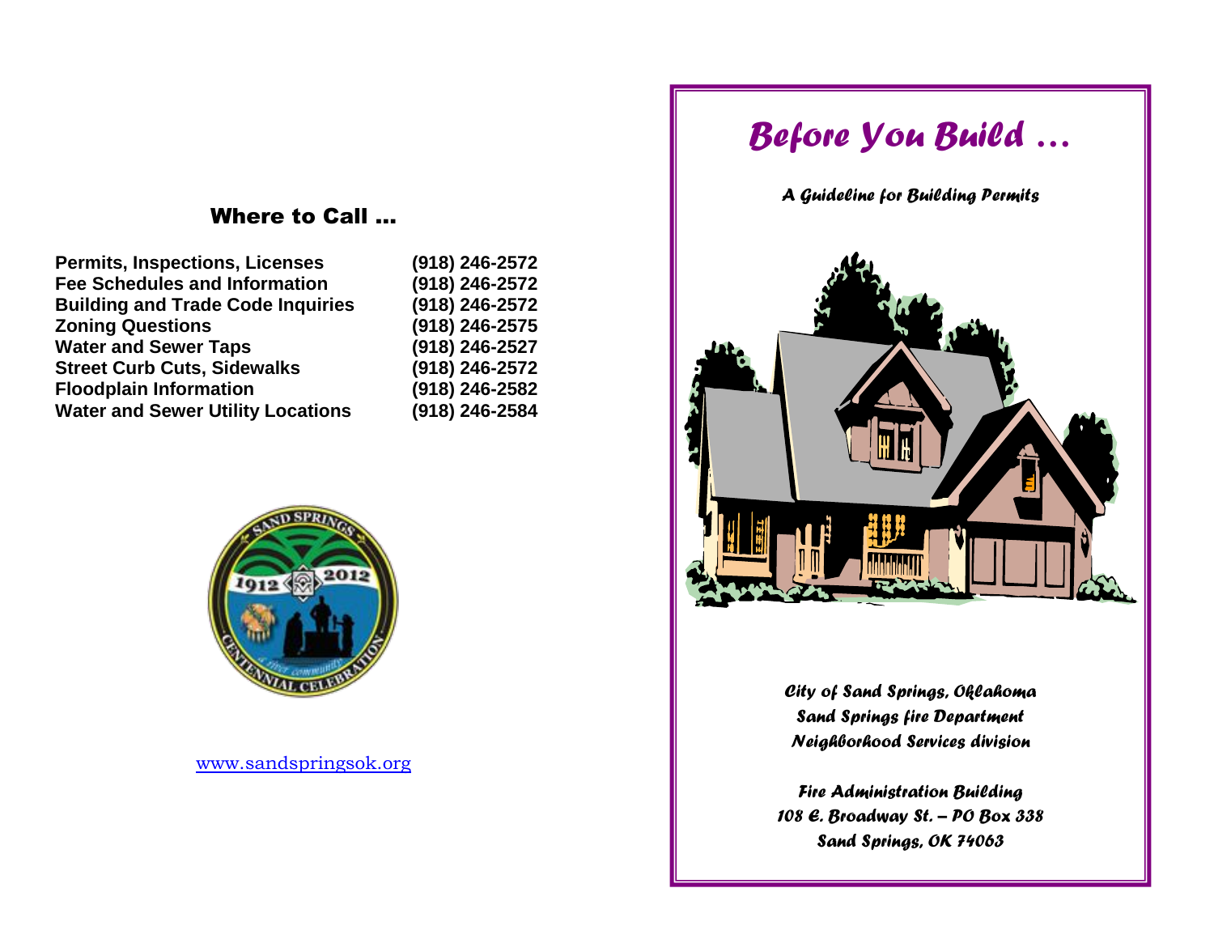## Where to Call …

| | |
|---|---|
| **Permits, Inspections, Licenses** | **(918) 246-2572** |
| **Fee Schedules and Information** | **(918) 246-2572** |
| **Building and Trade Code Inquiries** | **(918) 246-2572** |
| **Zoning Questions** | **(918) 246-2575** |
| **Water and Sewer Taps** | **(918) 246-2527** |
| **Street Curb Cuts, Sidewalks** | **(918) 246-2572** |
| **Floodplain Information** | **(918) 246-2582** |
| **Water and Sewer Utility Locations** | **(918) 246-2584** |

www.sandspringsok.org

# *Before You Build …*

***A Guideline for Building Permits***

*City of Sand Springs, Oklahoma*
*Sand Springs fire Department*
*Neighborhood Services division*

*Fire Administration Building*
*108 E. Broadway St. – PO Box 338*
*Sand Springs, OK 74063*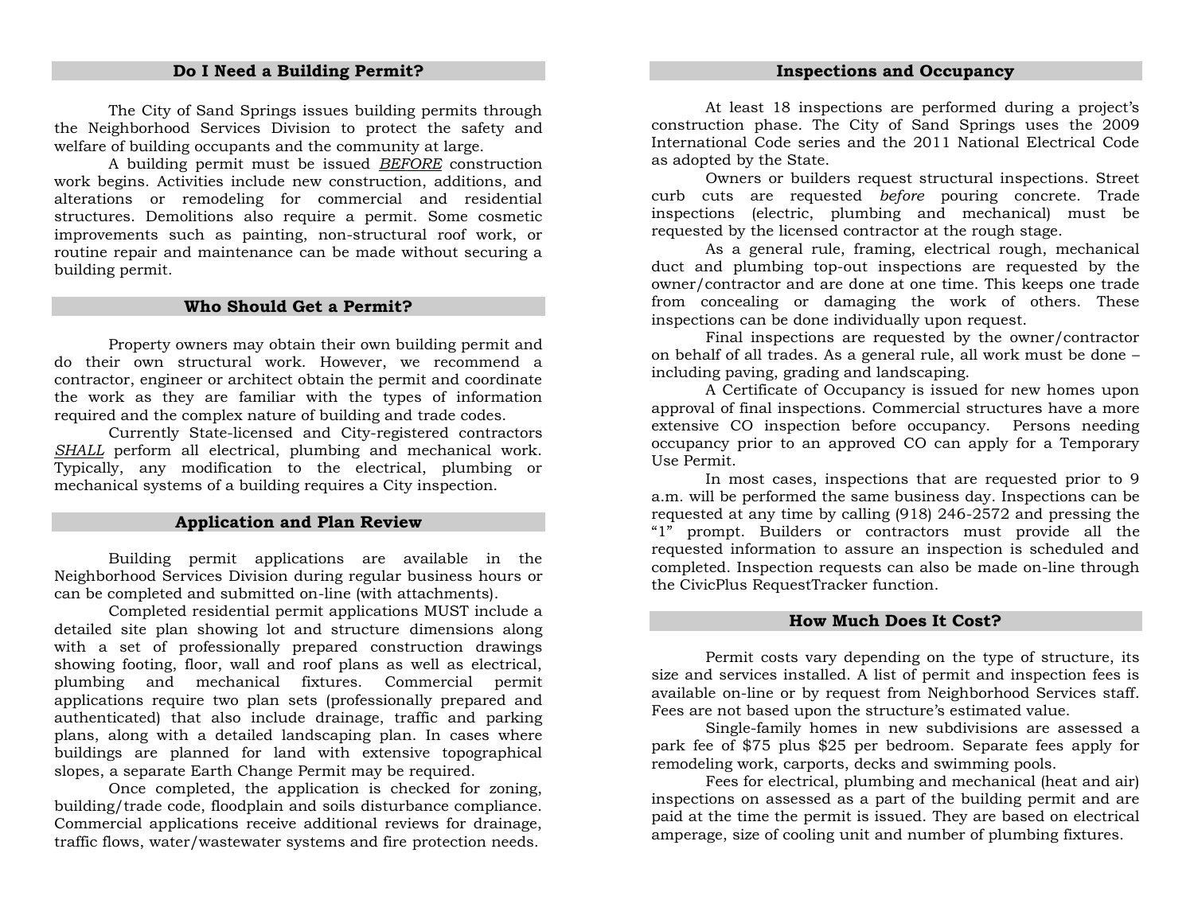## Do I Need a Building Permit?

The City of Sand Springs issues building permits through the Neighborhood Services Division to protect the safety and welfare of building occupants and the community at large.

A building permit must be issued ***BEFORE*** construction work begins. Activities include new construction, additions, and alterations or remodeling for commercial and residential structures. Demolitions also require a permit. Some cosmetic improvements such as painting, non-structural roof work, or routine repair and maintenance can be made without securing a building permit.

## Who Should Get a Permit?

Property owners may obtain their own building permit and do their own structural work. However, we recommend a contractor, engineer or architect obtain the permit and coordinate the work as they are familiar with the types of information required and the complex nature of building and trade codes.

Currently State-licensed and City-registered contractors ***SHALL*** perform all electrical, plumbing and mechanical work. Typically, any modification to the electrical, plumbing or mechanical systems of a building requires a City inspection.

## Application and Plan Review

Building permit applications are available in the Neighborhood Services Division during regular business hours or can be completed and submitted on-line (with attachments).

Completed residential permit applications MUST include a detailed site plan showing lot and structure dimensions along with a set of professionally prepared construction drawings showing footing, floor, wall and roof plans as well as electrical, plumbing and mechanical fixtures. Commercial permit applications require two plan sets (professionally prepared and authenticated) that also include drainage, traffic and parking plans, along with a detailed landscaping plan. In cases where buildings are planned for land with extensive topographical slopes, a separate Earth Change Permit may be required.

Once completed, the application is checked for zoning, building/trade code, floodplain and soils disturbance compliance. Commercial applications receive additional reviews for drainage, traffic flows, water/wastewater systems and fire protection needs.

## Inspections and Occupancy

At least 18 inspections are performed during a project's construction phase. The City of Sand Springs uses the 2009 International Code series and the 2011 National Electrical Code as adopted by the State.

Owners or builders request structural inspections. Street curb cuts are requested *before* pouring concrete. Trade inspections (electric, plumbing and mechanical) must be requested by the licensed contractor at the rough stage.

As a general rule, framing, electrical rough, mechanical duct and plumbing top-out inspections are requested by the owner/contractor and are done at one time. This keeps one trade from concealing or damaging the work of others. These inspections can be done individually upon request.

Final inspections are requested by the owner/contractor on behalf of all trades. As a general rule, all work must be done – including paving, grading and landscaping.

A Certificate of Occupancy is issued for new homes upon approval of final inspections. Commercial structures have a more extensive CO inspection before occupancy. Persons needing occupancy prior to an approved CO can apply for a Temporary Use Permit.

In most cases, inspections that are requested prior to 9 a.m. will be performed the same business day. Inspections can be requested at any time by calling (918) 246-2572 and pressing the "1" prompt. Builders or contractors must provide all the requested information to assure an inspection is scheduled and completed. Inspection requests can also be made on-line through the CivicPlus RequestTracker function.

## How Much Does It Cost?

Permit costs vary depending on the type of structure, its size and services installed. A list of permit and inspection fees is available on-line or by request from Neighborhood Services staff. Fees are not based upon the structure's estimated value.

Single-family homes in new subdivisions are assessed a park fee of $75 plus $25 per bedroom. Separate fees apply for remodeling work, carports, decks and swimming pools.

Fees for electrical, plumbing and mechanical (heat and air) inspections on assessed as a part of the building permit and are paid at the time the permit is issued. They are based on electrical amperage, size of cooling unit and number of plumbing fixtures.